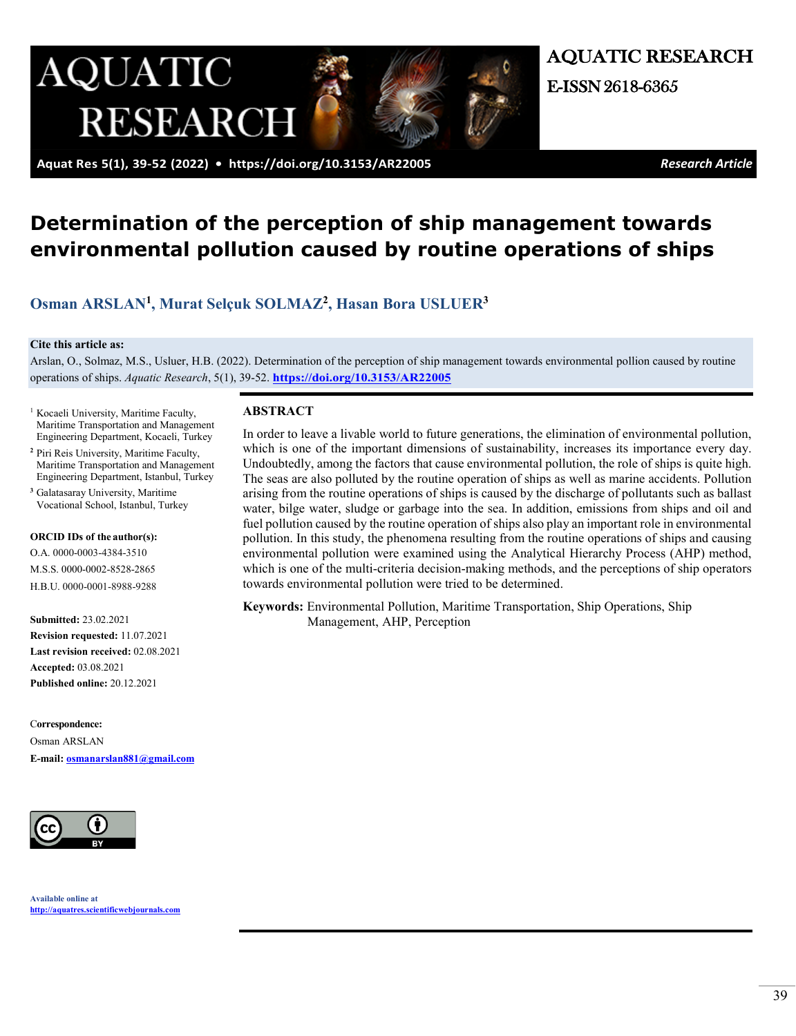AQUATIC RESEARCH

E-ISSN 2618-6365

Research Article

# Determination of the perception of ship management towards environmental pollution caused by routine operations of ships

**Osman ARSLAN[1], Murat Selçuk SOLMAZ[2], Hasan Bora USLUER[3]**

**Cite this article as:**

Arslan, O., Solmaz, M.S., Usluer, H.B. (2022). Determination of the perception of ship management towards environmental pollion caused by routine operations of ships. *Aquatic Research*, 5(1), 39-52. **https://doi.org/10.3153/AR22005**

[1] Kocaeli University, Maritime Faculty, Maritime Transportation and Management Engineering Department, Kocaeli, Turkey

[2] Piri Reis University, Maritime Faculty, Maritime Transportation and Management Engineering Department, Istanbul, Turkey

[3] Galatasaray University, Maritime Vocational School, Istanbul, Turkey

**ORCID IDs of the author(s):**

O.A. 0000-0003-4384-3510

M.S.S. 0000-0002-8528-2865

H.B.U. 0000-0001-8988-9288

**Submitted:** 23.02.2021

**Revision requested:** 11.07.2021

**Last revision received:** 02.08.2021

**Accepted:** 03.08.2021

**Published online:** 20.12.2021

**Correspondence:**

Osman ARSLAN

**E-mail:** osmanarslan881@gmail.com

**Available online at**
http://aquatres.scientificwebjournals.com

## ABSTRACT

In order to leave a livable world to future generations, the elimination of environmental pollution, which is one of the important dimensions of sustainability, increases its importance every day. Undoubtedly, among the factors that cause environmental pollution, the role of ships is quite high. The seas are also polluted by the routine operation of ships as well as marine accidents. Pollution arising from the routine operations of ships is caused by the discharge of pollutants such as ballast water, bilge water, sludge or garbage into the sea. In addition, emissions from ships and oil and fuel pollution caused by the routine operation of ships also play an important role in environmental pollution. In this study, the phenomena resulting from the routine operations of ships and causing environmental pollution were examined using the Analytical Hierarchy Process (AHP) method, which is one of the multi-criteria decision-making methods, and the perceptions of ship operators towards environmental pollution were tried to be determined.

**Keywords:** Environmental Pollution, Maritime Transportation, Ship Operations, Ship Management, AHP, Perception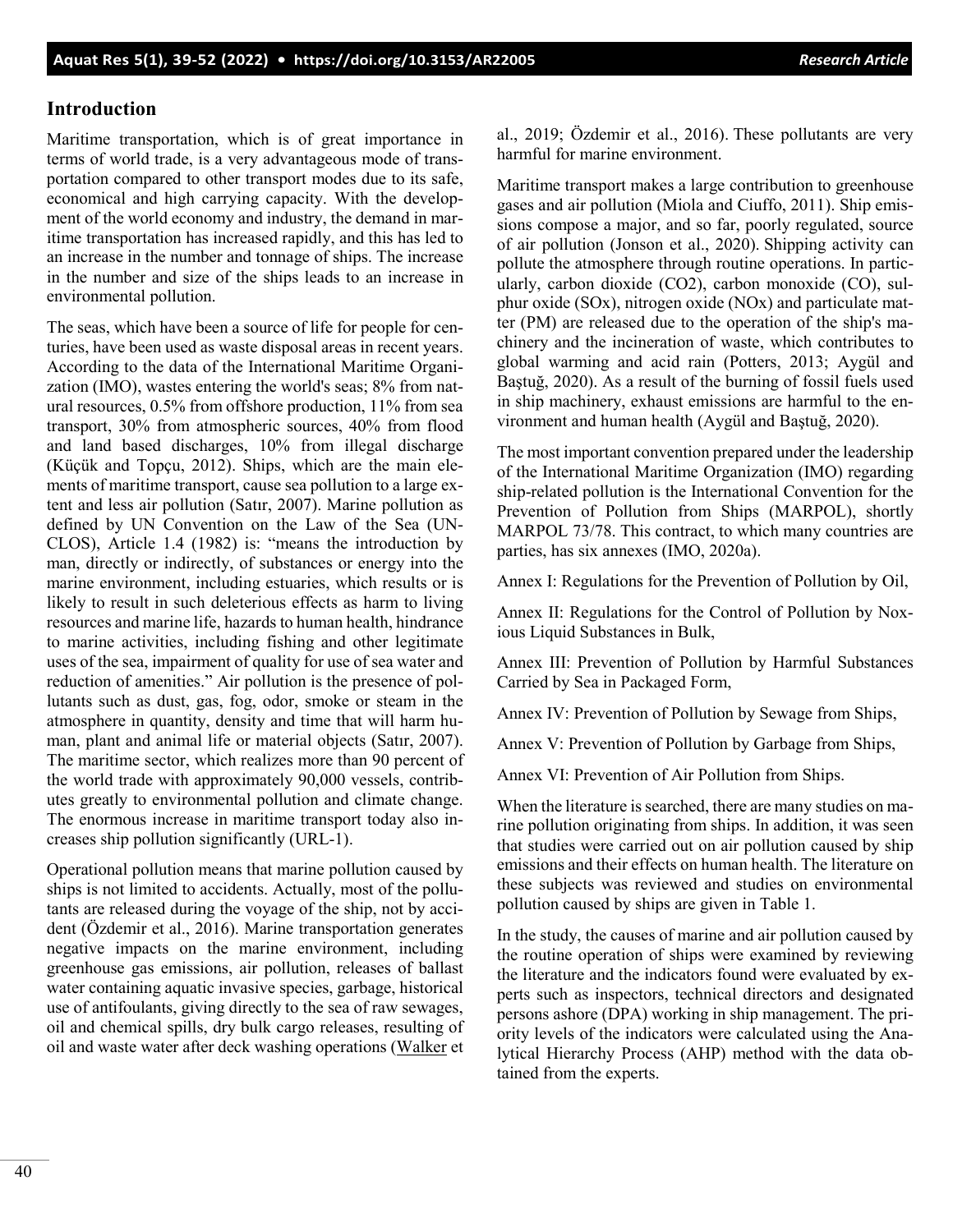## Introduction

Maritime transportation, which is of great importance in terms of world trade, is a very advantageous mode of transportation compared to other transport modes due to its safe, economical and high carrying capacity. With the development of the world economy and industry, the demand in maritime transportation has increased rapidly, and this has led to an increase in the number and tonnage of ships. The increase in the number and size of the ships leads to an increase in environmental pollution.

The seas, which have been a source of life for people for centuries, have been used as waste disposal areas in recent years. According to the data of the International Maritime Organization (IMO), wastes entering the world's seas; 8% from natural resources, 0.5% from offshore production, 11% from sea transport, 30% from atmospheric sources, 40% from flood and land based discharges, 10% from illegal discharge (Küçük and Topçu, 2012). Ships, which are the main elements of maritime transport, cause sea pollution to a large extent and less air pollution (Satır, 2007). Marine pollution as defined by UN Convention on the Law of the Sea (UNCLOS), Article 1.4 (1982) is: "means the introduction by man, directly or indirectly, of substances or energy into the marine environment, including estuaries, which results or is likely to result in such deleterious effects as harm to living resources and marine life, hazards to human health, hindrance to marine activities, including fishing and other legitimate uses of the sea, impairment of quality for use of sea water and reduction of amenities." Air pollution is the presence of pollutants such as dust, gas, fog, odor, smoke or steam in the atmosphere in quantity, density and time that will harm human, plant and animal life or material objects (Satır, 2007). The maritime sector, which realizes more than 90 percent of the world trade with approximately 90,000 vessels, contributes greatly to environmental pollution and climate change. The enormous increase in maritime transport today also increases ship pollution significantly (URL-1).

Operational pollution means that marine pollution caused by ships is not limited to accidents. Actually, most of the pollutants are released during the voyage of the ship, not by accident (Özdemir et al., 2016). Marine transportation generates negative impacts on the marine environment, including greenhouse gas emissions, air pollution, releases of ballast water containing aquatic invasive species, garbage, historical use of antifoulants, giving directly to the sea of raw sewages, oil and chemical spills, dry bulk cargo releases, resulting of oil and waste water after deck washing operations (Walker et al., 2019; Özdemir et al., 2016). These pollutants are very harmful for marine environment.

Maritime transport makes a large contribution to greenhouse gases and air pollution (Miola and Ciuffo, 2011). Ship emissions compose a major, and so far, poorly regulated, source of air pollution (Jonson et al., 2020). Shipping activity can pollute the atmosphere through routine operations. In particularly, carbon dioxide ($CO_2$), carbon monoxide (CO), sulphur oxide (SOx), nitrogen oxide (NOx) and particulate matter (PM) are released due to the operation of the ship's machinery and the incineration of waste, which contributes to global warming and acid rain (Potters, 2013; Aygül and Baştuğ, 2020). As a result of the burning of fossil fuels used in ship machinery, exhaust emissions are harmful to the environment and human health (Aygül and Baştuğ, 2020).

The most important convention prepared under the leadership of the International Maritime Organization (IMO) regarding ship-related pollution is the International Convention for the Prevention of Pollution from Ships (MARPOL), shortly MARPOL 73/78. This contract, to which many countries are parties, has six annexes (IMO, 2020a).

Annex I: Regulations for the Prevention of Pollution by Oil,

Annex II: Regulations for the Control of Pollution by Noxious Liquid Substances in Bulk,

Annex III: Prevention of Pollution by Harmful Substances Carried by Sea in Packaged Form,

Annex IV: Prevention of Pollution by Sewage from Ships,

Annex V: Prevention of Pollution by Garbage from Ships,

Annex VI: Prevention of Air Pollution from Ships.

When the literature is searched, there are many studies on marine pollution originating from ships. In addition, it was seen that studies were carried out on air pollution caused by ship emissions and their effects on human health. The literature on these subjects was reviewed and studies on environmental pollution caused by ships are given in Table 1.

In the study, the causes of marine and air pollution caused by the routine operation of ships were examined by reviewing the literature and the indicators found were evaluated by experts such as inspectors, technical directors and designated persons ashore (DPA) working in ship management. The priority levels of the indicators were calculated using the Analytical Hierarchy Process (AHP) method with the data obtained from the experts.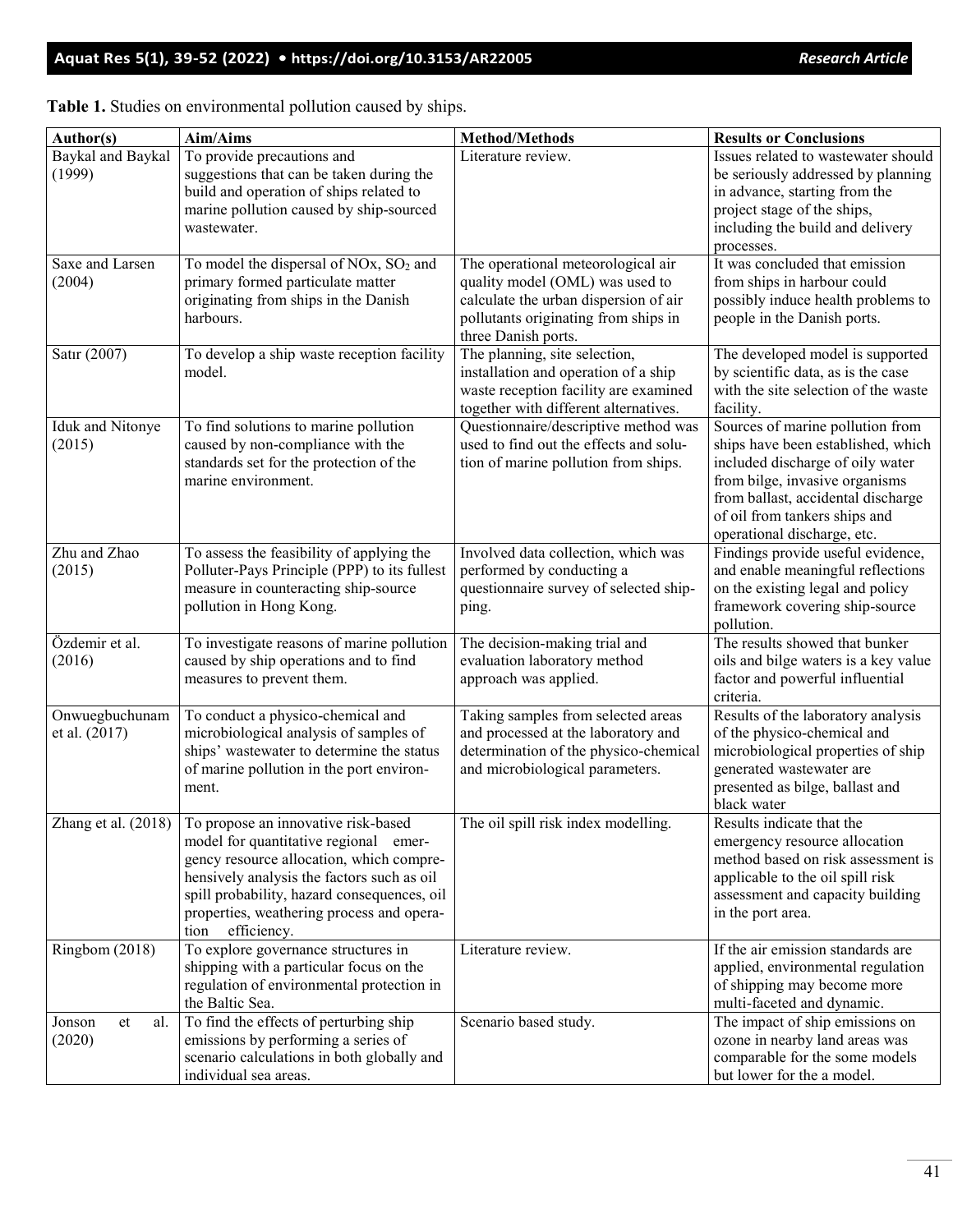**Table 1.** Studies on environmental pollution caused by ships.

| Author(s) | Aim/Aims | Method/Methods | Results or Conclusions |
|---|---|---|---|
| Baykal and Baykal (1999) | To provide precautions and suggestions that can be taken during the build and operation of ships related to marine pollution caused by ship-sourced wastewater. | Literature review. | Issues related to wastewater should be seriously addressed by planning in advance, starting from the project stage of the ships, including the build and delivery processes. |
| Saxe and Larsen (2004) | To model the dispersal of NOx, $SO_2$ and primary formed particulate matter originating from ships in the Danish harbours. | The operational meteorological air quality model (OML) was used to calculate the urban dispersion of air pollutants originating from ships in three Danish ports. | It was concluded that emission from ships in harbour could possibly induce health problems to people in the Danish ports. |
| Satır (2007) | To develop a ship waste reception facility model. | The planning, site selection, installation and operation of a ship waste reception facility are examined together with different alternatives. | The developed model is supported by scientific data, as is the case with the site selection of the waste facility. |
| Iduk and Nitonye (2015) | To find solutions to marine pollution caused by non-compliance with the standards set for the protection of the marine environment. | Questionnaire/descriptive method was used to find out the effects and solution of marine pollution from ships. | Sources of marine pollution from ships have been established, which included discharge of oily water from bilge, invasive organisms from ballast, accidental discharge of oil from tankers ships and operational discharge, etc. |
| Zhu and Zhao (2015) | To assess the feasibility of applying the Polluter-Pays Principle (PPP) to its fullest measure in counteracting ship-source pollution in Hong Kong. | Involved data collection, which was performed by conducting a questionnaire survey of selected shipping. | Findings provide useful evidence, and enable meaningful reflections on the existing legal and policy framework covering ship-source pollution. |
| Özdemir et al. (2016) | To investigate reasons of marine pollution caused by ship operations and to find measures to prevent them. | The decision-making trial and evaluation laboratory method approach was applied. | The results showed that bunker oils and bilge waters is a key value factor and powerful influential criteria. |
| Onwuegbuchunam et al. (2017) | To conduct a physico-chemical and microbiological analysis of samples of ships' wastewater to determine the status of marine pollution in the port environment. | Taking samples from selected areas and processed at the laboratory and determination of the physico-chemical and microbiological parameters. | Results of the laboratory analysis of the physico-chemical and microbiological properties of ship generated wastewater are presented as bilge, ballast and black water |
| Zhang et al. (2018) | To propose an innovative risk-based model for quantitative regional emergency resource allocation, which comprehensively analysis the factors such as oil spill probability, hazard consequences, oil properties, weathering process and operation efficiency. | The oil spill risk index modelling. | Results indicate that the emergency resource allocation method based on risk assessment is applicable to the oil spill risk assessment and capacity building in the port area. |
| Ringbom (2018) | To explore governance structures in shipping with a particular focus on the regulation of environmental protection in the Baltic Sea. | Literature review. | If the air emission standards are applied, environmental regulation of shipping may become more multi-faceted and dynamic. |
| Jonson et al. (2020) | To find the effects of perturbing ship emissions by performing a series of scenario calculations in both globally and individual sea areas. | Scenario based study. | The impact of ship emissions on ozone in nearby land areas was comparable for the some models but lower for the a model. |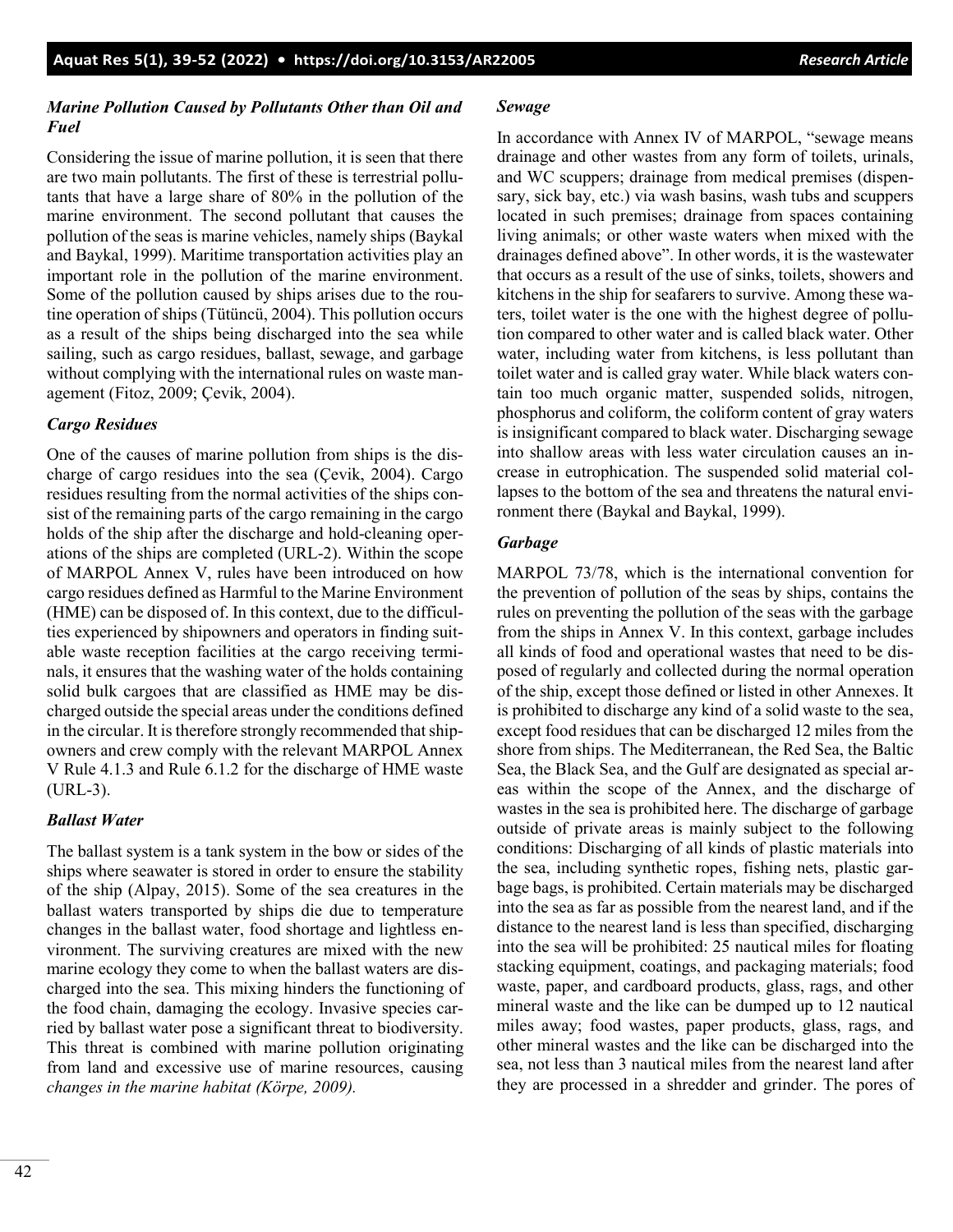### *Marine Pollution Caused by Pollutants Other than Oil and Fuel*

Considering the issue of marine pollution, it is seen that there are two main pollutants. The first of these is terrestrial pollutants that have a large share of 80% in the pollution of the marine environment. The second pollutant that causes the pollution of the seas is marine vehicles, namely ships (Baykal and Baykal, 1999). Maritime transportation activities play an important role in the pollution of the marine environment. Some of the pollution caused by ships arises due to the routine operation of ships (Tütüncü, 2004). This pollution occurs as a result of the ships being discharged into the sea while sailing, such as cargo residues, ballast, sewage, and garbage without complying with the international rules on waste management (Fitoz, 2009; Çevik, 2004).

### *Cargo Residues*

One of the causes of marine pollution from ships is the discharge of cargo residues into the sea (Çevik, 2004). Cargo residues resulting from the normal activities of the ships consist of the remaining parts of the cargo remaining in the cargo holds of the ship after the discharge and hold-cleaning operations of the ships are completed (URL-2). Within the scope of MARPOL Annex V, rules have been introduced on how cargo residues defined as Harmful to the Marine Environment (HME) can be disposed of. In this context, due to the difficulties experienced by shipowners and operators in finding suitable waste reception facilities at the cargo receiving terminals, it ensures that the washing water of the holds containing solid bulk cargoes that are classified as HME may be discharged outside the special areas under the conditions defined in the circular. It is therefore strongly recommended that shipowners and crew comply with the relevant MARPOL Annex V Rule 4.1.3 and Rule 6.1.2 for the discharge of HME waste (URL-3).

### *Ballast Water*

The ballast system is a tank system in the bow or sides of the ships where seawater is stored in order to ensure the stability of the ship (Alpay, 2015). Some of the sea creatures in the ballast waters transported by ships die due to temperature changes in the ballast water, food shortage and lightless environment. The surviving creatures are mixed with the new marine ecology they come to when the ballast waters are discharged into the sea. This mixing hinders the functioning of the food chain, damaging the ecology. Invasive species carried by ballast water pose a significant threat to biodiversity. This threat is combined with marine pollution originating from land and excessive use of marine resources, causing *changes in the marine habitat (Körpe, 2009).*

### *Sewage*

In accordance with Annex IV of MARPOL, "sewage means drainage and other wastes from any form of toilets, urinals, and WC scuppers; drainage from medical premises (dispensary, sick bay, etc.) via wash basins, wash tubs and scuppers located in such premises; drainage from spaces containing living animals; or other waste waters when mixed with the drainages defined above". In other words, it is the wastewater that occurs as a result of the use of sinks, toilets, showers and kitchens in the ship for seafarers to survive. Among these waters, toilet water is the one with the highest degree of pollution compared to other water and is called black water. Other water, including water from kitchens, is less pollutant than toilet water and is called gray water. While black waters contain too much organic matter, suspended solids, nitrogen, phosphorus and coliform, the coliform content of gray waters is insignificant compared to black water. Discharging sewage into shallow areas with less water circulation causes an increase in eutrophication. The suspended solid material collapses to the bottom of the sea and threatens the natural environment there (Baykal and Baykal, 1999).

### *Garbage*

MARPOL 73/78, which is the international convention for the prevention of pollution of the seas by ships, contains the rules on preventing the pollution of the seas with the garbage from the ships in Annex V. In this context, garbage includes all kinds of food and operational wastes that need to be disposed of regularly and collected during the normal operation of the ship, except those defined or listed in other Annexes. It is prohibited to discharge any kind of a solid waste to the sea, except food residues that can be discharged 12 miles from the shore from ships. The Mediterranean, the Red Sea, the Baltic Sea, the Black Sea, and the Gulf are designated as special areas within the scope of the Annex, and the discharge of wastes in the sea is prohibited here. The discharge of garbage outside of private areas is mainly subject to the following conditions: Discharging of all kinds of plastic materials into the sea, including synthetic ropes, fishing nets, plastic garbage bags, is prohibited. Certain materials may be discharged into the sea as far as possible from the nearest land, and if the distance to the nearest land is less than specified, discharging into the sea will be prohibited: 25 nautical miles for floating stacking equipment, coatings, and packaging materials; food waste, paper, and cardboard products, glass, rags, and other mineral waste and the like can be dumped up to 12 nautical miles away; food wastes, paper products, glass, rags, and other mineral wastes and the like can be discharged into the sea, not less than 3 nautical miles from the nearest land after they are processed in a shredder and grinder. The pores of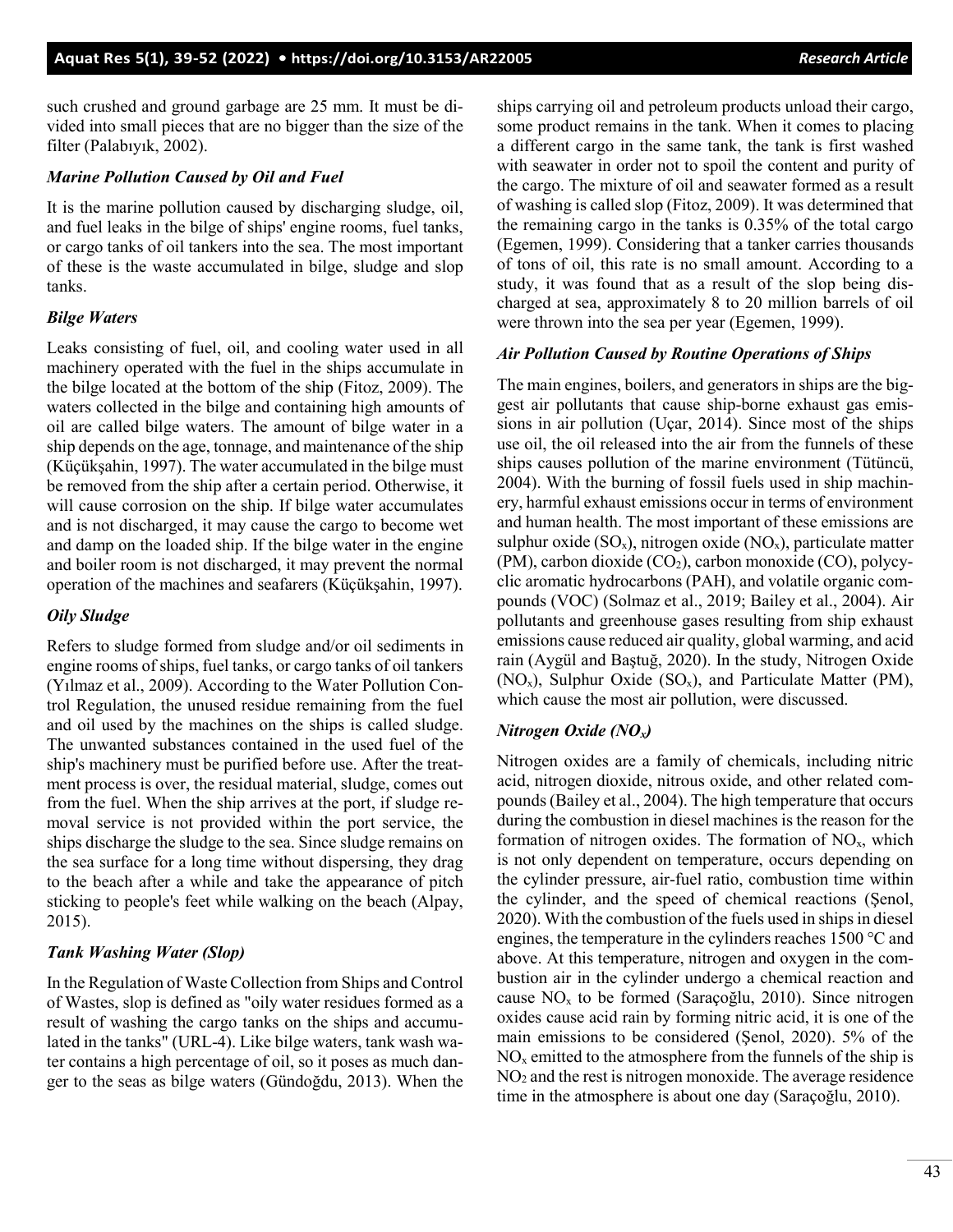such crushed and ground garbage are 25 mm. It must be divided into small pieces that are no bigger than the size of the filter (Palabıyık, 2002).

### *Marine Pollution Caused by Oil and Fuel*

It is the marine pollution caused by discharging sludge, oil, and fuel leaks in the bilge of ships' engine rooms, fuel tanks, or cargo tanks of oil tankers into the sea. The most important of these is the waste accumulated in bilge, sludge and slop tanks.

### *Bilge Waters*

Leaks consisting of fuel, oil, and cooling water used in all machinery operated with the fuel in the ships accumulate in the bilge located at the bottom of the ship (Fitoz, 2009). The waters collected in the bilge and containing high amounts of oil are called bilge waters. The amount of bilge water in a ship depends on the age, tonnage, and maintenance of the ship (Küçükşahin, 1997). The water accumulated in the bilge must be removed from the ship after a certain period. Otherwise, it will cause corrosion on the ship. If bilge water accumulates and is not discharged, it may cause the cargo to become wet and damp on the loaded ship. If the bilge water in the engine and boiler room is not discharged, it may prevent the normal operation of the machines and seafarers (Küçükşahin, 1997).

### *Oily Sludge*

Refers to sludge formed from sludge and/or oil sediments in engine rooms of ships, fuel tanks, or cargo tanks of oil tankers (Yılmaz et al., 2009). According to the Water Pollution Control Regulation, the unused residue remaining from the fuel and oil used by the machines on the ships is called sludge. The unwanted substances contained in the used fuel of the ship's machinery must be purified before use. After the treatment process is over, the residual material, sludge, comes out from the fuel. When the ship arrives at the port, if sludge removal service is not provided within the port service, the ships discharge the sludge to the sea. Since sludge remains on the sea surface for a long time without dispersing, they drag to the beach after a while and take the appearance of pitch sticking to people's feet while walking on the beach (Alpay, 2015).

### *Tank Washing Water (Slop)*

In the Regulation of Waste Collection from Ships and Control of Wastes, slop is defined as "oily water residues formed as a result of washing the cargo tanks on the ships and accumulated in the tanks" (URL-4). Like bilge waters, tank wash water contains a high percentage of oil, so it poses as much danger to the seas as bilge waters (Gündoğdu, 2013). When the ships carrying oil and petroleum products unload their cargo, some product remains in the tank. When it comes to placing a different cargo in the same tank, the tank is first washed with seawater in order not to spoil the content and purity of the cargo. The mixture of oil and seawater formed as a result of washing is called slop (Fitoz, 2009). It was determined that the remaining cargo in the tanks is 0.35% of the total cargo (Egemen, 1999). Considering that a tanker carries thousands of tons of oil, this rate is no small amount. According to a study, it was found that as a result of the slop being discharged at sea, approximately 8 to 20 million barrels of oil were thrown into the sea per year (Egemen, 1999).

### *Air Pollution Caused by Routine Operations of Ships*

The main engines, boilers, and generators in ships are the biggest air pollutants that cause ship-borne exhaust gas emissions in air pollution (Uçar, 2014). Since most of the ships use oil, the oil released into the air from the funnels of these ships causes pollution of the marine environment (Tütüncü, 2004). With the burning of fossil fuels used in ship machinery, harmful exhaust emissions occur in terms of environment and human health. The most important of these emissions are sulphur oxide ($SO_x$), nitrogen oxide ($NO_x$), particulate matter (PM), carbon dioxide ($CO_2$), carbon monoxide (CO), polycyclic aromatic hydrocarbons (PAH), and volatile organic compounds (VOC) (Solmaz et al., 2019; Bailey et al., 2004). Air pollutants and greenhouse gases resulting from ship exhaust emissions cause reduced air quality, global warming, and acid rain (Aygül and Baştuğ, 2020). In the study, Nitrogen Oxide ($NO_x$), Sulphur Oxide ($SO_x$), and Particulate Matter (PM), which cause the most air pollution, were discussed.

### *Nitrogen Oxide ($NO_x$)*

Nitrogen oxides are a family of chemicals, including nitric acid, nitrogen dioxide, nitrous oxide, and other related compounds (Bailey et al., 2004). The high temperature that occurs during the combustion in diesel machines is the reason for the formation of nitrogen oxides. The formation of $NO_x$, which is not only dependent on temperature, occurs depending on the cylinder pressure, air-fuel ratio, combustion time within the cylinder, and the speed of chemical reactions (Şenol, 2020). With the combustion of the fuels used in ships in diesel engines, the temperature in the cylinders reaches 1500 °C and above. At this temperature, nitrogen and oxygen in the combustion air in the cylinder undergo a chemical reaction and cause $NO_x$ to be formed (Saraçoğlu, 2010). Since nitrogen oxides cause acid rain by forming nitric acid, it is one of the main emissions to be considered (Şenol, 2020). 5% of the $NO_x$ emitted to the atmosphere from the funnels of the ship is $NO_2$ and the rest is nitrogen monoxide. The average residence time in the atmosphere is about one day (Saraçoğlu, 2010).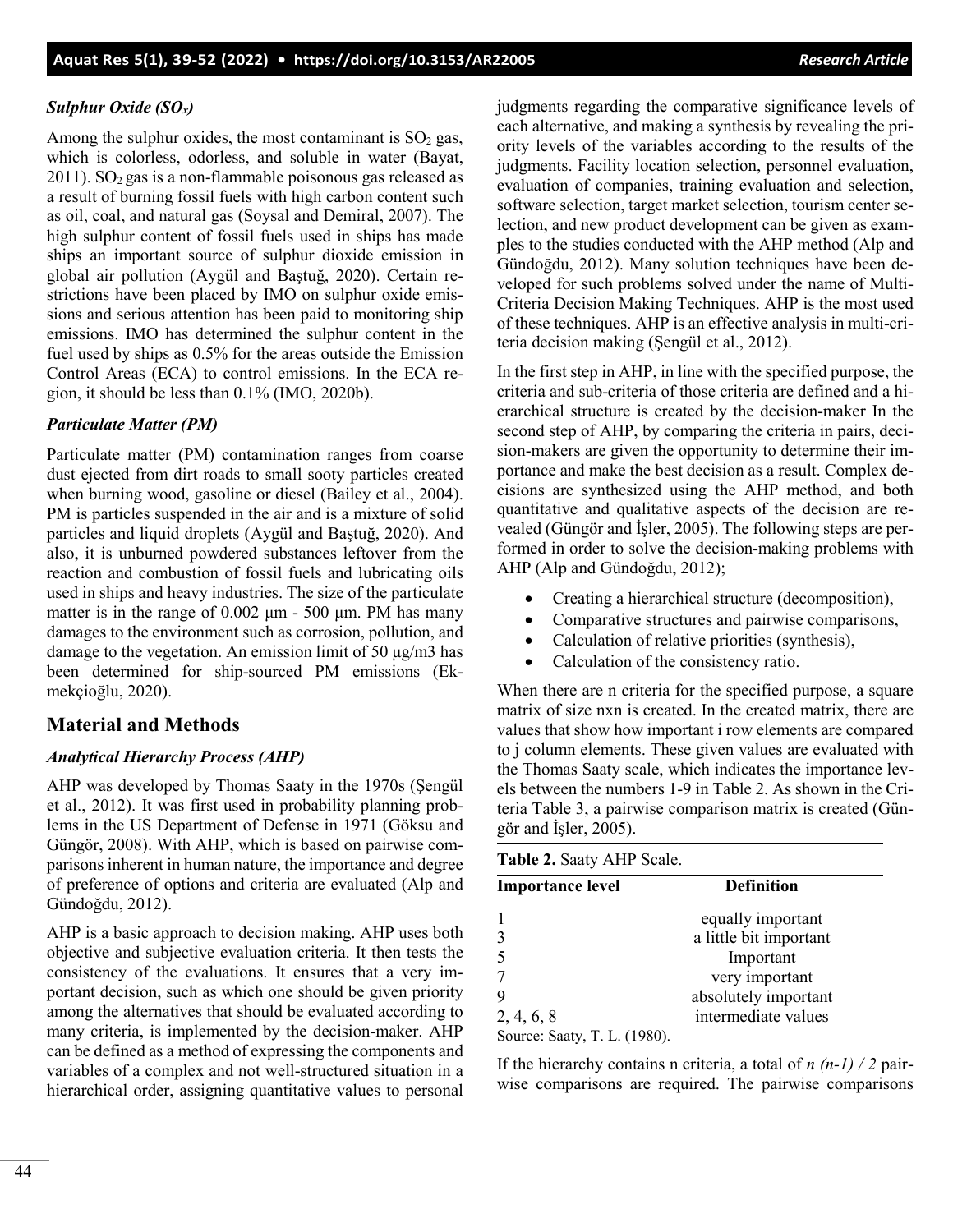### *Sulphur Oxide ($SO_x$)*

Among the sulphur oxides, the most contaminant is $SO_2$ gas, which is colorless, odorless, and soluble in water (Bayat, 2011). $SO_2$ gas is a non-flammable poisonous gas released as a result of burning fossil fuels with high carbon content such as oil, coal, and natural gas (Soysal and Demiral, 2007). The high sulphur content of fossil fuels used in ships has made ships an important source of sulphur dioxide emission in global air pollution (Aygül and Baştuğ, 2020). Certain restrictions have been placed by IMO on sulphur oxide emissions and serious attention has been paid to monitoring ship emissions. IMO has determined the sulphur content in the fuel used by ships as 0.5% for the areas outside the Emission Control Areas (ECA) to control emissions. In the ECA region, it should be less than 0.1% (IMO, 2020b).

### *Particulate Matter (PM)*

Particulate matter (PM) contamination ranges from coarse dust ejected from dirt roads to small sooty particles created when burning wood, gasoline or diesel (Bailey et al., 2004). PM is particles suspended in the air and is a mixture of solid particles and liquid droplets (Aygül and Baştuğ, 2020). And also, it is unburned powdered substances leftover from the reaction and combustion of fossil fuels and lubricating oils used in ships and heavy industries. The size of the particulate matter is in the range of 0.002 µm - 500 µm. PM has many damages to the environment such as corrosion, pollution, and damage to the vegetation. An emission limit of 50 µg/m3 has been determined for ship-sourced PM emissions (Ekmekçioğlu, 2020).

## Material and Methods

### *Analytical Hierarchy Process (AHP)*

AHP was developed by Thomas Saaty in the 1970s (Şengül et al., 2012). It was first used in probability planning problems in the US Department of Defense in 1971 (Göksu and Güngör, 2008). With AHP, which is based on pairwise comparisons inherent in human nature, the importance and degree of preference of options and criteria are evaluated (Alp and Gündoğdu, 2012).

AHP is a basic approach to decision making. AHP uses both objective and subjective evaluation criteria. It then tests the consistency of the evaluations. It ensures that a very important decision, such as which one should be given priority among the alternatives that should be evaluated according to many criteria, is implemented by the decision-maker. AHP can be defined as a method of expressing the components and variables of a complex and not well-structured situation in a hierarchical order, assigning quantitative values to personal judgments regarding the comparative significance levels of each alternative, and making a synthesis by revealing the priority levels of the variables according to the results of the judgments. Facility location selection, personnel evaluation, evaluation of companies, training evaluation and selection, software selection, target market selection, tourism center selection, and new product development can be given as examples to the studies conducted with the AHP method (Alp and Gündoğdu, 2012). Many solution techniques have been developed for such problems solved under the name of Multi-Criteria Decision Making Techniques. AHP is the most used of these techniques. AHP is an effective analysis in multi-criteria decision making (Şengül et al., 2012).

In the first step in AHP, in line with the specified purpose, the criteria and sub-criteria of those criteria are defined and a hierarchical structure is created by the decision-maker In the second step of AHP, by comparing the criteria in pairs, decision-makers are given the opportunity to determine their importance and make the best decision as a result. Complex decisions are synthesized using the AHP method, and both quantitative and qualitative aspects of the decision are revealed (Güngör and İşler, 2005). The following steps are performed in order to solve the decision-making problems with AHP (Alp and Gündoğdu, 2012);

- Creating a hierarchical structure (decomposition),
- Comparative structures and pairwise comparisons,
- Calculation of relative priorities (synthesis),
- Calculation of the consistency ratio.

When there are n criteria for the specified purpose, a square matrix of size nxn is created. In the created matrix, there are values that show how important i row elements are compared to j column elements. These given values are evaluated with the Thomas Saaty scale, which indicates the importance levels between the numbers 1-9 in Table 2. As shown in the Criteria Table 3, a pairwise comparison matrix is created (Güngör and İşler, 2005).

**Table 2.** Saaty AHP Scale.

| Importance level | Definition |
|---|---|
| 1 | equally important |
| 3 | a little bit important |
| 5 | Important |
| 7 | very important |
| 9 | absolutely important |
| 2, 4, 6, 8 | intermediate values |

Source: Saaty, T. L. (1980).

If the hierarchy contains n criteria, a total of $n(n\text{-}1)/2$ pairwise comparisons are required. The pairwise comparisons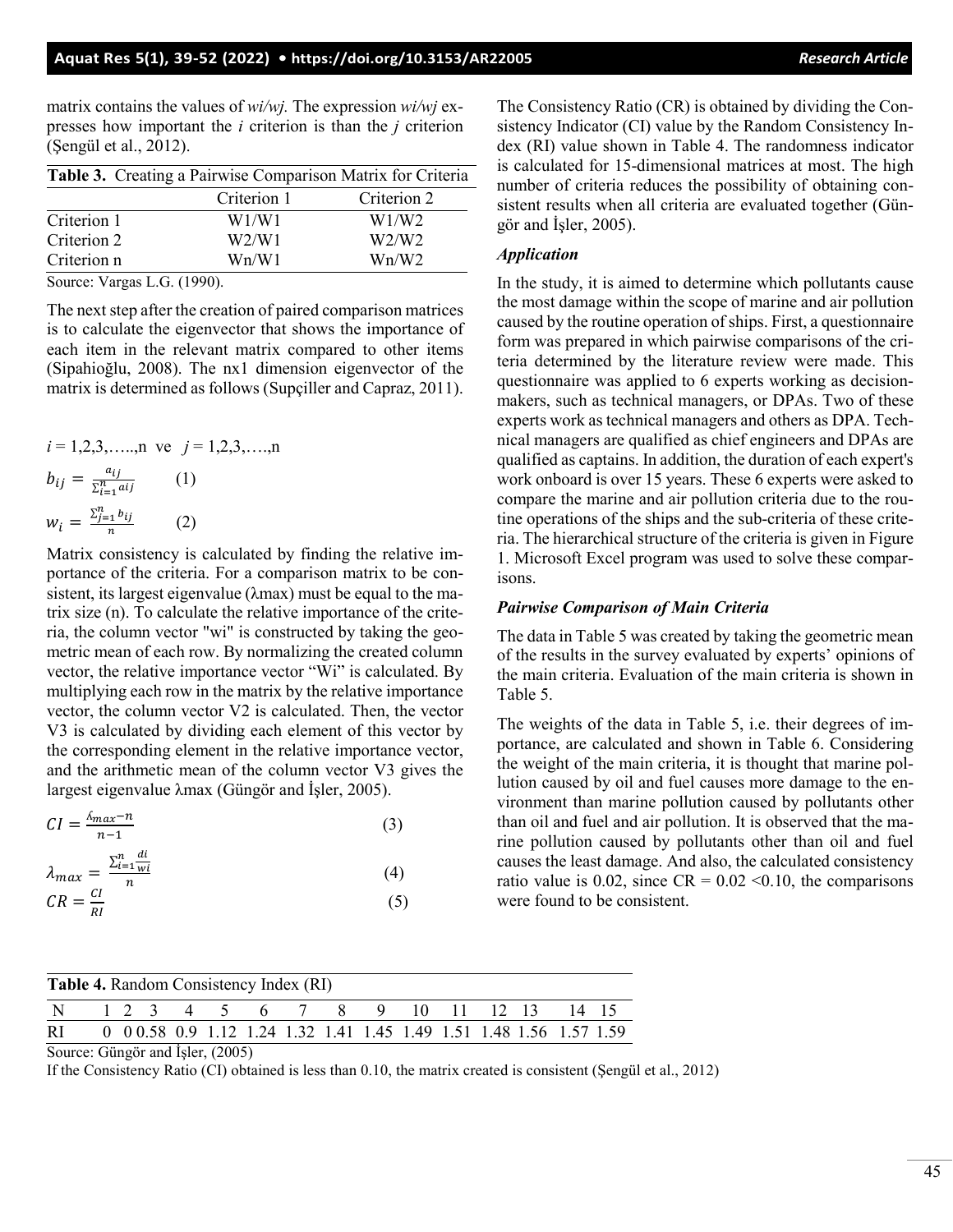matrix contains the values of *wi/wj.* The expression *wi/wj* expresses how important the *i* criterion is than the *j* criterion (Şengül et al., 2012).

**Table 3.** Creating a Pairwise Comparison Matrix for Criteria

| | Criterion 1 | Criterion 2 |
|---|---|---|
| Criterion 1 | W1/W1 | W1/W2 |
| Criterion 2 | W2/W1 | W2/W2 |
| Criterion n | Wn/W1 | Wn/W2 |

Source: Vargas L.G. (1990).

The next step after the creation of paired comparison matrices is to calculate the eigenvector that shows the importance of each item in the relevant matrix compared to other items (Sipahioğlu, 2008). The nx1 dimension eigenvector of the matrix is determined as follows (Supçiller and Capraz, 2011).

$i = 1,2,3,\ldots,n$ ve $j = 1,2,3,\ldots,n$

$$b_{ij} = \frac{a_{ij}}{\sum_{i=1}^{n} aij} \quad (1)$$

$$w_i = \frac{\sum_{j=1}^{n} b_{ij}}{n} \quad (2)$$

Matrix consistency is calculated by finding the relative importance of the criteria. For a comparison matrix to be consistent, its largest eigenvalue (λmax) must be equal to the matrix size (n). To calculate the relative importance of the criteria, the column vector "wi" is constructed by taking the geometric mean of each row. By normalizing the created column vector, the relative importance vector "Wi" is calculated. By multiplying each row in the matrix by the relative importance vector, the column vector V2 is calculated. Then, the vector V3 is calculated by dividing each element of this vector by the corresponding element in the relative importance vector, and the arithmetic mean of the column vector V3 gives the largest eigenvalue λmax (Güngör and İşler, 2005).

$$CI = \frac{\lambda_{max} - n}{n-1} \quad (3)$$

$$\lambda_{max} = \frac{\sum_{i=1}^{n} \frac{di}{wi}}{n} \quad (4)$$

$$CR = \frac{CI}{RI} \quad (5)$$

The Consistency Ratio (CR) is obtained by dividing the Consistency Indicator (CI) value by the Random Consistency Index (RI) value shown in Table 4. The randomness indicator is calculated for 15-dimensional matrices at most. The high number of criteria reduces the possibility of obtaining consistent results when all criteria are evaluated together (Güngör and İşler, 2005).

### *Application*

In the study, it is aimed to determine which pollutants cause the most damage within the scope of marine and air pollution caused by the routine operation of ships. First, a questionnaire form was prepared in which pairwise comparisons of the criteria determined by the literature review were made. This questionnaire was applied to 6 experts working as decision-makers, such as technical managers, or DPAs. Two of these experts work as technical managers and others as DPA. Technical managers are qualified as chief engineers and DPAs are qualified as captains. In addition, the duration of each expert's work onboard is over 15 years. These 6 experts were asked to compare the marine and air pollution criteria due to the routine operations of the ships and the sub-criteria of these criteria. The hierarchical structure of the criteria is given in Figure 1. Microsoft Excel program was used to solve these comparisons.

### *Pairwise Comparison of Main Criteria*

The data in Table 5 was created by taking the geometric mean of the results in the survey evaluated by experts' opinions of the main criteria. Evaluation of the main criteria is shown in Table 5.

The weights of the data in Table 5, i.e. their degrees of importance, are calculated and shown in Table 6. Considering the weight of the main criteria, it is thought that marine pollution caused by oil and fuel causes more damage to the environment than marine pollution caused by pollutants other than oil and fuel and air pollution. It is observed that the marine pollution caused by pollutants other than oil and fuel causes the least damage. And also, the calculated consistency ratio value is 0.02, since CR = 0.02 <0.10, the comparisons were found to be consistent.

**Table 4.** Random Consistency Index (RI)

| N | 1 | 2 | 3 | 4 | 5 | 6 | 7 | 8 | 9 | 10 | 11 | 12 | 13 | 14 | 15 |
|---|---|---|---|---|---|---|---|---|---|---|---|---|---|---|---|
| RI | 0 | 0 | 0.58 | 0.9 | 1.12 | 1.24 | 1.32 | 1.41 | 1.45 | 1.49 | 1.51 | 1.48 | 1.56 | 1.57 | 1.59 |

Source: Güngör and İşler, (2005)

If the Consistency Ratio (CI) obtained is less than 0.10, the matrix created is consistent (Şengül et al., 2012)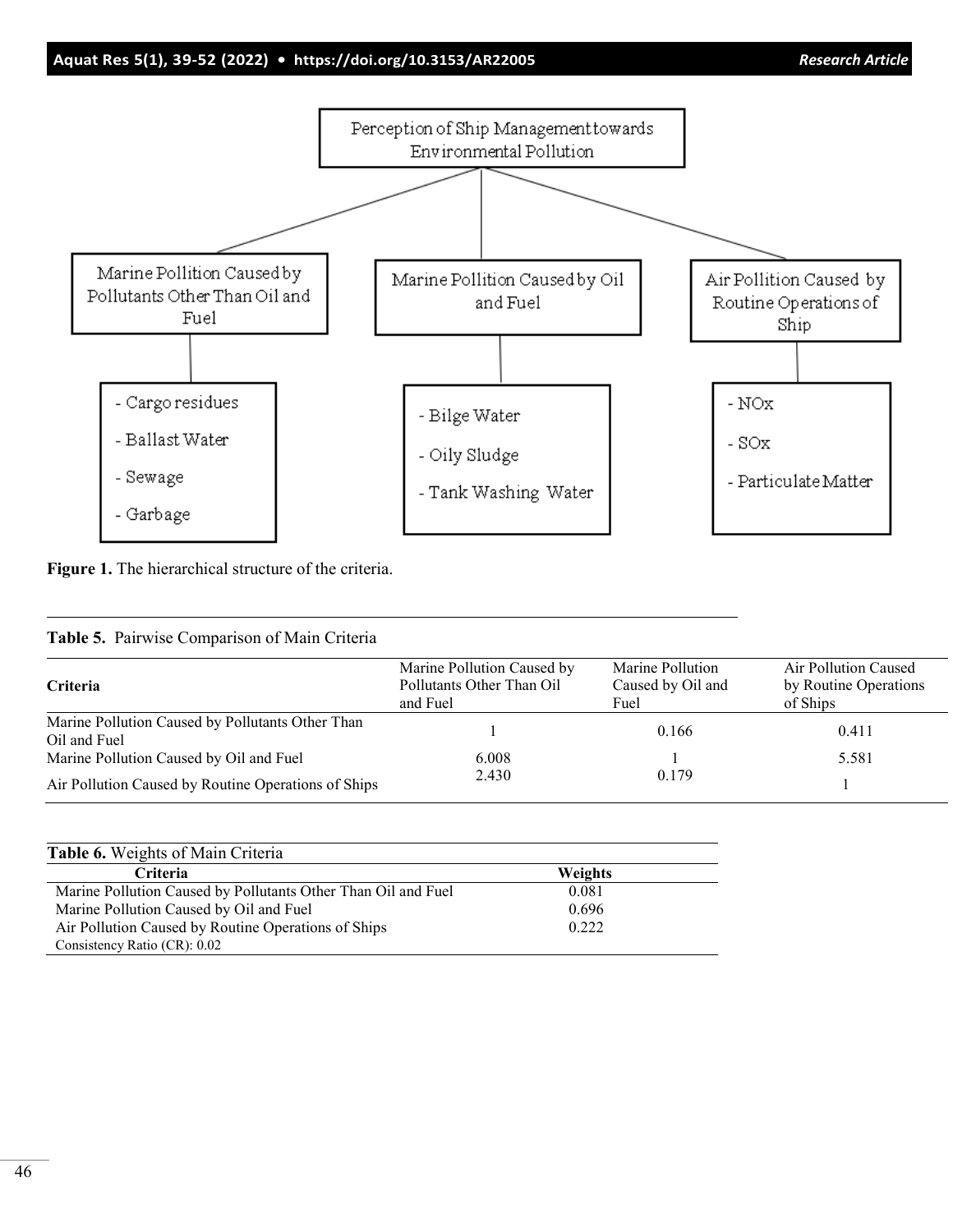Perception of Ship Management towards Environmental Pollution

- Marine Pollition Caused by Pollutants Other Than Oil and Fuel
  - Cargo residues
  - Ballast Water
  - Sewage
  - Garbage
- Marine Pollition Caused by Oil and Fuel
  - Bilge Water
  - Oily Sludge
  - Tank Washing Water
- Air Pollition Caused by Routine Operations of Ship
  - NOx
  - SOx
  - Particulate Matter

**Figure 1.** The hierarchical structure of the criteria.

**Table 5.** Pairwise Comparison of Main Criteria

| Criteria | Marine Pollution Caused by Pollutants Other Than Oil and Fuel | Marine Pollution Caused by Oil and Fuel | Air Pollution Caused by Routine Operations of Ships |
|---|---|---|---|
| Marine Pollution Caused by Pollutants Other Than Oil and Fuel | 1 | 0.166 | 0.411 |
| Marine Pollution Caused by Oil and Fuel | 6.008 | 1 | 5.581 |
| Air Pollution Caused by Routine Operations of Ships | 2.430 | 0.179 | 1 |

**Table 6.** Weights of Main Criteria

| Criteria | Weights |
|---|---|
| Marine Pollution Caused by Pollutants Other Than Oil and Fuel | 0.081 |
| Marine Pollution Caused by Oil and Fuel | 0.696 |
| Air Pollution Caused by Routine Operations of Ships | 0.222 |
| Consistency Ratio (CR): 0.02 | |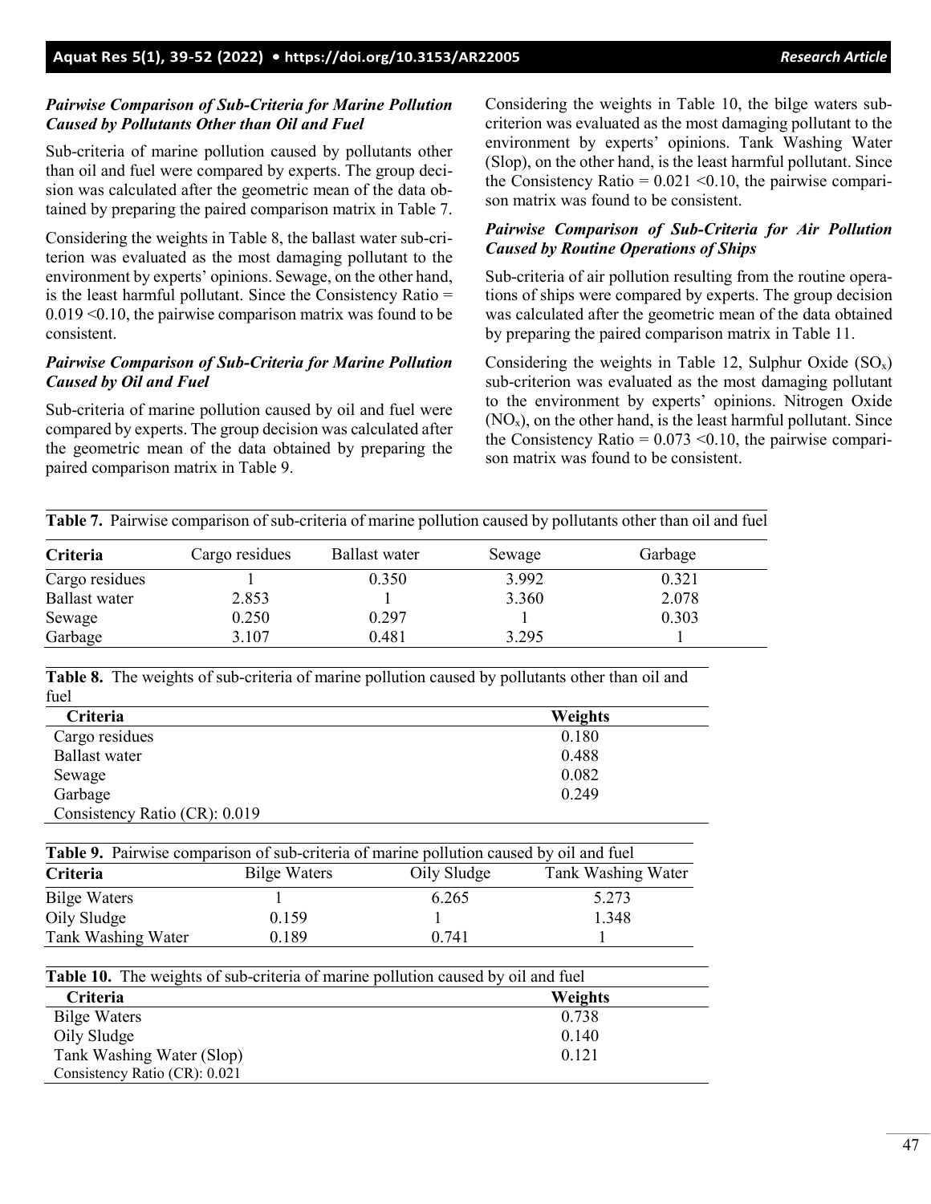### *Pairwise Comparison of Sub-Criteria for Marine Pollution Caused by Pollutants Other than Oil and Fuel*

Sub-criteria of marine pollution caused by pollutants other than oil and fuel were compared by experts. The group decision was calculated after the geometric mean of the data obtained by preparing the paired comparison matrix in Table 7.

Considering the weights in Table 8, the ballast water sub-criterion was evaluated as the most damaging pollutant to the environment by experts' opinions. Sewage, on the other hand, is the least harmful pollutant. Since the Consistency Ratio = 0.019 <0.10, the pairwise comparison matrix was found to be consistent.

### *Pairwise Comparison of Sub-Criteria for Marine Pollution Caused by Oil and Fuel*

Sub-criteria of marine pollution caused by oil and fuel were compared by experts. The group decision was calculated after the geometric mean of the data obtained by preparing the paired comparison matrix in Table 9.

Considering the weights in Table 10, the bilge waters sub-criterion was evaluated as the most damaging pollutant to the environment by experts' opinions. Tank Washing Water (Slop), on the other hand, is the least harmful pollutant. Since the Consistency Ratio = 0.021 <0.10, the pairwise comparison matrix was found to be consistent.

### *Pairwise Comparison of Sub-Criteria for Air Pollution Caused by Routine Operations of Ships*

Sub-criteria of air pollution resulting from the routine operations of ships were compared by experts. The group decision was calculated after the geometric mean of the data obtained by preparing the paired comparison matrix in Table 11.

Considering the weights in Table 12, Sulphur Oxide ($SO_x$) sub-criterion was evaluated as the most damaging pollutant to the environment by experts' opinions. Nitrogen Oxide ($NO_x$), on the other hand, is the least harmful pollutant. Since the Consistency Ratio = 0.073 <0.10, the pairwise comparison matrix was found to be consistent.

**Table 7.** Pairwise comparison of sub-criteria of marine pollution caused by pollutants other than oil and fuel

| Criteria | Cargo residues | Ballast water | Sewage | Garbage |
|---|---|---|---|---|
| Cargo residues | 1 | 0.350 | 3.992 | 0.321 |
| Ballast water | 2.853 | 1 | 3.360 | 2.078 |
| Sewage | 0.250 | 0.297 | 1 | 0.303 |
| Garbage | 3.107 | 0.481 | 3.295 | 1 |

**Table 8.** The weights of sub-criteria of marine pollution caused by pollutants other than oil and fuel

| Criteria | Weights |
|---|---|
| Cargo residues | 0.180 |
| Ballast water | 0.488 |
| Sewage | 0.082 |
| Garbage | 0.249 |
| Consistency Ratio (CR): 0.019 | |

**Table 9.** Pairwise comparison of sub-criteria of marine pollution caused by oil and fuel

| Criteria | Bilge Waters | Oily Sludge | Tank Washing Water |
|---|---|---|---|
| Bilge Waters | 1 | 6.265 | 5.273 |
| Oily Sludge | 0.159 | 1 | 1.348 |
| Tank Washing Water | 0.189 | 0.741 | 1 |

**Table 10.** The weights of sub-criteria of marine pollution caused by oil and fuel

| Criteria | Weights |
|---|---|
| Bilge Waters | 0.738 |
| Oily Sludge | 0.140 |
| Tank Washing Water (Slop) | 0.121 |
| Consistency Ratio (CR): 0.021 | |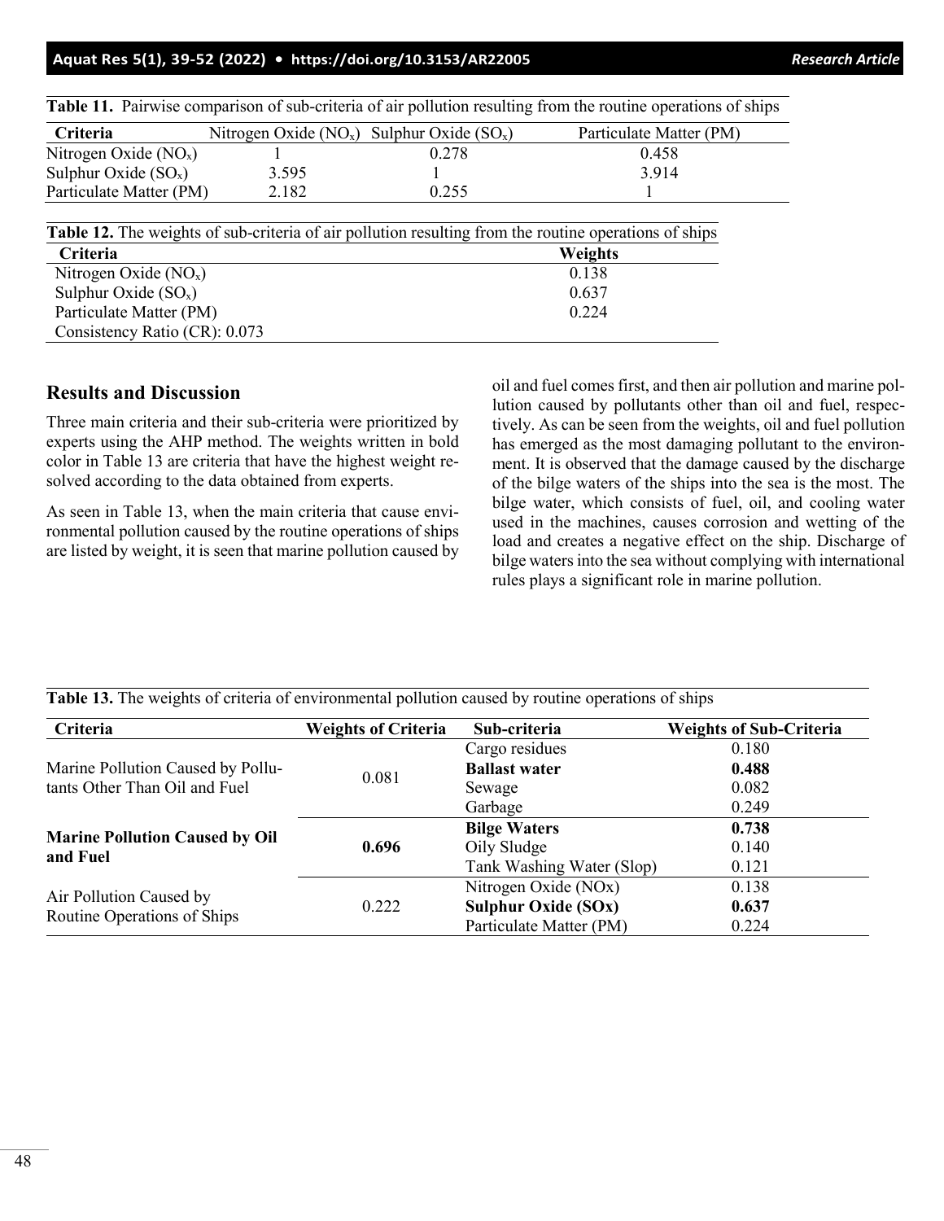**Table 11.** Pairwise comparison of sub-criteria of air pollution resulting from the routine operations of ships

| Criteria | Nitrogen Oxide ($NO_x$) | Sulphur Oxide ($SO_x$) | Particulate Matter (PM) |
|---|---|---|---|
| Nitrogen Oxide ($NO_x$) | 1 | 0.278 | 0.458 |
| Sulphur Oxide ($SO_x$) | 3.595 | 1 | 3.914 |
| Particulate Matter (PM) | 2.182 | 0.255 | 1 |

**Table 12.** The weights of sub-criteria of air pollution resulting from the routine operations of ships

| Criteria | Weights |
|---|---|
| Nitrogen Oxide ($NO_x$) | 0.138 |
| Sulphur Oxide ($SO_x$) | 0.637 |
| Particulate Matter (PM) | 0.224 |
| Consistency Ratio (CR): 0.073 | |

## Results and Discussion

Three main criteria and their sub-criteria were prioritized by experts using the AHP method. The weights written in bold color in Table 13 are criteria that have the highest weight resolved according to the data obtained from experts.

As seen in Table 13, when the main criteria that cause environmental pollution caused by the routine operations of ships are listed by weight, it is seen that marine pollution caused by oil and fuel comes first, and then air pollution and marine pollution caused by pollutants other than oil and fuel, respectively. As can be seen from the weights, oil and fuel pollution has emerged as the most damaging pollutant to the environment. It is observed that the damage caused by the discharge of the bilge waters of the ships into the sea is the most. The bilge water, which consists of fuel, oil, and cooling water used in the machines, causes corrosion and wetting of the load and creates a negative effect on the ship. Discharge of bilge waters into the sea without complying with international rules plays a significant role in marine pollution.

**Table 13.** The weights of criteria of environmental pollution caused by routine operations of ships

| Criteria | Weights of Criteria | Sub-criteria | Weights of Sub-Criteria |
|---|---|---|---|
| Marine Pollution Caused by Pollutants Other Than Oil and Fuel | 0.081 | Cargo residues | 0.180 |
| | | **Ballast water** | **0.488** |
| | | Sewage | 0.082 |
| | | Garbage | 0.249 |
| **Marine Pollution Caused by Oil and Fuel** | **0.696** | **Bilge Waters** | **0.738** |
| | | Oily Sludge | 0.140 |
| | | Tank Washing Water (Slop) | 0.121 |
| Air Pollution Caused by Routine Operations of Ships | 0.222 | Nitrogen Oxide (NOx) | 0.138 |
| | | **Sulphur Oxide (SOx)** | **0.637** |
| | | Particulate Matter (PM) | 0.224 |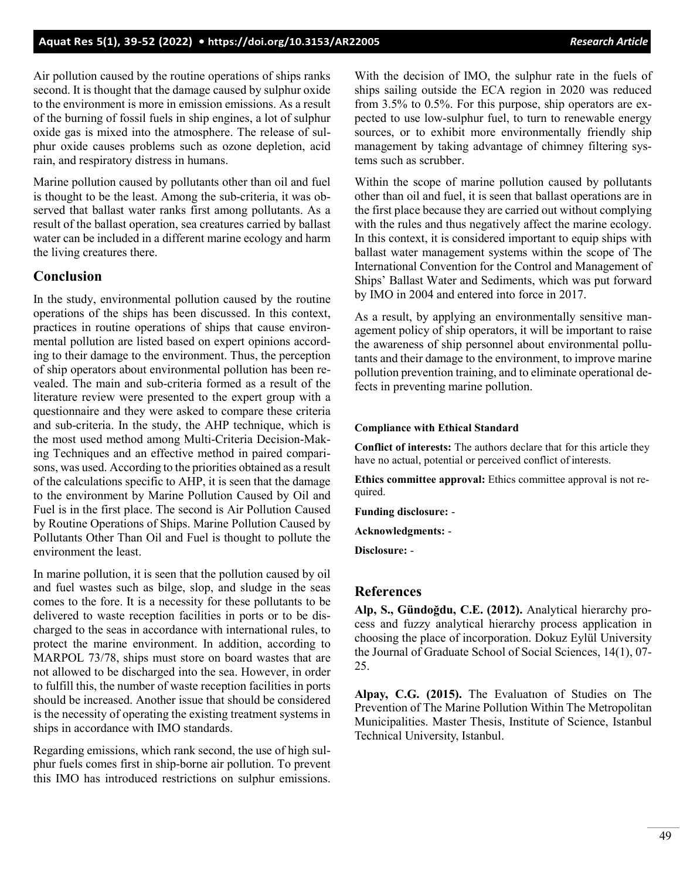Air pollution caused by the routine operations of ships ranks second. It is thought that the damage caused by sulphur oxide to the environment is more in emission emissions. As a result of the burning of fossil fuels in ship engines, a lot of sulphur oxide gas is mixed into the atmosphere. The release of sulphur oxide causes problems such as ozone depletion, acid rain, and respiratory distress in humans.

Marine pollution caused by pollutants other than oil and fuel is thought to be the least. Among the sub-criteria, it was observed that ballast water ranks first among pollutants. As a result of the ballast operation, sea creatures carried by ballast water can be included in a different marine ecology and harm the living creatures there.

## Conclusion

In the study, environmental pollution caused by the routine operations of the ships has been discussed. In this context, practices in routine operations of ships that cause environmental pollution are listed based on expert opinions according to their damage to the environment. Thus, the perception of ship operators about environmental pollution has been revealed. The main and sub-criteria formed as a result of the literature review were presented to the expert group with a questionnaire and they were asked to compare these criteria and sub-criteria. In the study, the AHP technique, which is the most used method among Multi-Criteria Decision-Making Techniques and an effective method in paired comparisons, was used. According to the priorities obtained as a result of the calculations specific to AHP, it is seen that the damage to the environment by Marine Pollution Caused by Oil and Fuel is in the first place. The second is Air Pollution Caused by Routine Operations of Ships. Marine Pollution Caused by Pollutants Other Than Oil and Fuel is thought to pollute the environment the least.

In marine pollution, it is seen that the pollution caused by oil and fuel wastes such as bilge, slop, and sludge in the seas comes to the fore. It is a necessity for these pollutants to be delivered to waste reception facilities in ports or to be discharged to the seas in accordance with international rules, to protect the marine environment. In addition, according to MARPOL 73/78, ships must store on board wastes that are not allowed to be discharged into the sea. However, in order to fulfill this, the number of waste reception facilities in ports should be increased. Another issue that should be considered is the necessity of operating the existing treatment systems in ships in accordance with IMO standards.

Regarding emissions, which rank second, the use of high sulphur fuels comes first in ship-borne air pollution. To prevent this IMO has introduced restrictions on sulphur emissions. With the decision of IMO, the sulphur rate in the fuels of ships sailing outside the ECA region in 2020 was reduced from 3.5% to 0.5%. For this purpose, ship operators are expected to use low-sulphur fuel, to turn to renewable energy sources, or to exhibit more environmentally friendly ship management by taking advantage of chimney filtering systems such as scrubber.

Within the scope of marine pollution caused by pollutants other than oil and fuel, it is seen that ballast operations are in the first place because they are carried out without complying with the rules and thus negatively affect the marine ecology. In this context, it is considered important to equip ships with ballast water management systems within the scope of The International Convention for the Control and Management of Ships' Ballast Water and Sediments, which was put forward by IMO in 2004 and entered into force in 2017.

As a result, by applying an environmentally sensitive management policy of ship operators, it will be important to raise the awareness of ship personnel about environmental pollutants and their damage to the environment, to improve marine pollution prevention training, and to eliminate operational defects in preventing marine pollution.

**Compliance with Ethical Standard**

**Conflict of interests:** The authors declare that for this article they have no actual, potential or perceived conflict of interests.

**Ethics committee approval:** Ethics committee approval is not required.

**Funding disclosure:** -

**Acknowledgments:** -

**Disclosure:** -

## References

**Alp, S., Gündoğdu, C.E. (2012).** Analytical hierarchy process and fuzzy analytical hierarchy process application in choosing the place of incorporation. Dokuz Eylül University the Journal of Graduate School of Social Sciences, 14(1), 07-25.

**Alpay, C.G. (2015).** The Evaluatıon of Studies on The Prevention of The Marine Pollution Within The Metropolitan Municipalities. Master Thesis, Institute of Science, Istanbul Technical University, Istanbul.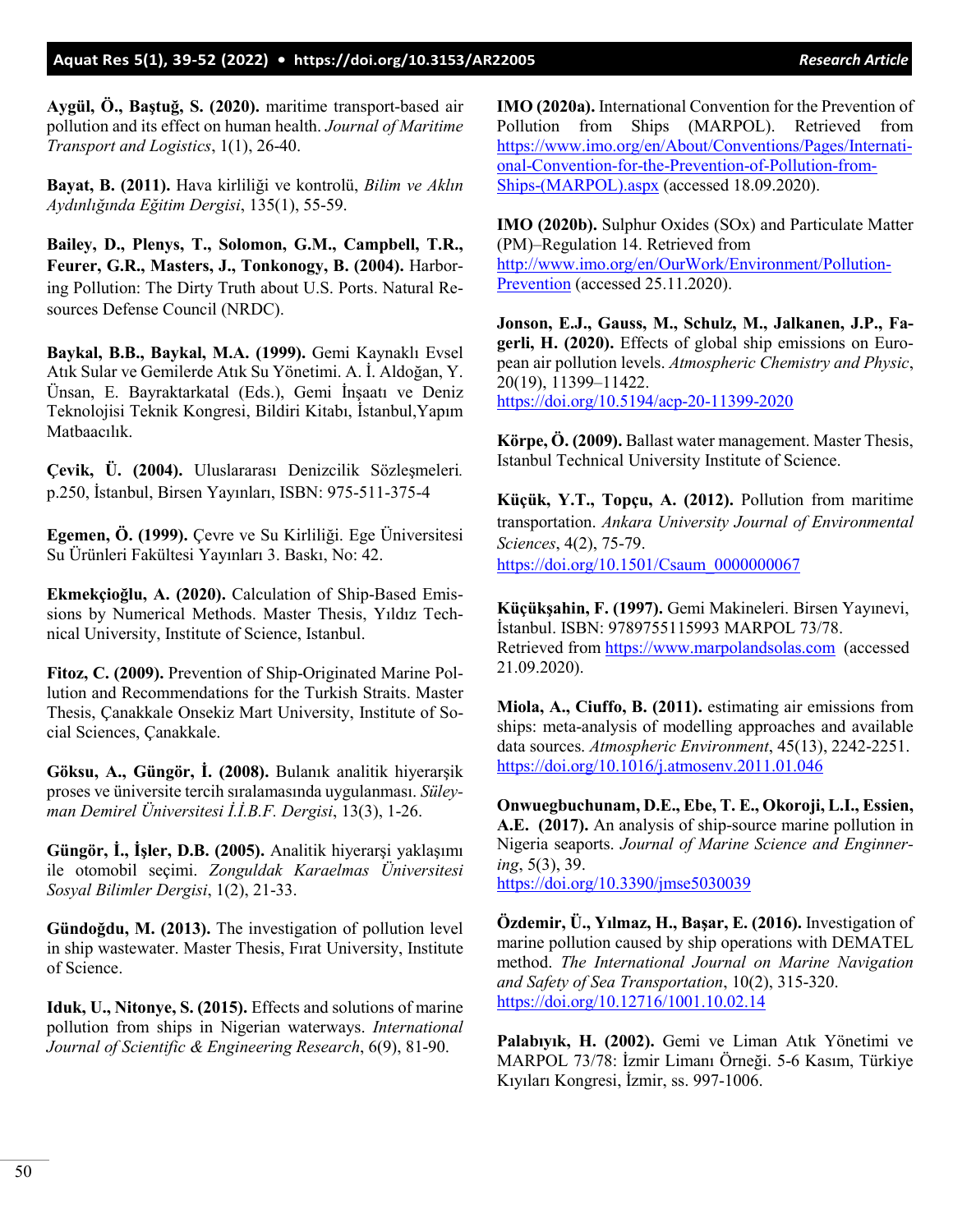**Aygül, Ö., Baştuğ, S. (2020).** maritime transport-based air pollution and its effect on human health. *Journal of Maritime Transport and Logistics*, 1(1), 26-40.

**Bayat, B. (2011).** Hava kirliliği ve kontrolü, *Bilim ve Aklın Aydınlığında Eğitim Dergisi*, 135(1), 55-59.

**Bailey, D., Plenys, T., Solomon, G.M., Campbell, T.R., Feurer, G.R., Masters, J., Tonkonogy, B. (2004).** Harboring Pollution: The Dirty Truth about U.S. Ports. Natural Resources Defense Council (NRDC).

**Baykal, B.B., Baykal, M.A. (1999).** Gemi Kaynaklı Evsel Atık Sular ve Gemilerde Atık Su Yönetimi. A. İ. Aldoğan, Y. Ünsan, E. Bayraktarkatal (Eds.), Gemi İnşaatı ve Deniz Teknolojisi Teknik Kongresi, Bildiri Kitabı, İstanbul,Yapım Matbaacılık.

**Çevik, Ü. (2004).** Uluslararası Denizcilik Sözleşmeleri. p.250, İstanbul, Birsen Yayınları, ISBN: 975-511-375-4

**Egemen, Ö. (1999).** Çevre ve Su Kirliliği. Ege Üniversitesi Su Ürünleri Fakültesi Yayınları 3. Baskı, No: 42.

**Ekmekçioğlu, A. (2020).** Calculation of Ship-Based Emissions by Numerical Methods. Master Thesis, Yıldız Technical University, Institute of Science, Istanbul.

**Fitoz, C. (2009).** Prevention of Ship-Originated Marine Pollution and Recommendations for the Turkish Straits. Master Thesis, Çanakkale Onsekiz Mart University, Institute of Social Sciences, Çanakkale.

**Göksu, A., Güngör, İ. (2008).** Bulanık analitik hiyerarşik proses ve üniversite tercih sıralamasında uygulanması. *Süleyman Demirel Üniversitesi İ.İ.B.F. Dergisi*, 13(3), 1-26.

**Güngör, İ., İşler, D.B. (2005).** Analitik hiyerarşi yaklaşımı ile otomobil seçimi. *Zonguldak Karaelmas Üniversitesi Sosyal Bilimler Dergisi*, 1(2), 21-33.

**Gündoğdu, M. (2013).** The investigation of pollution level in ship wastewater. Master Thesis, Fırat University, Institute of Science.

**Iduk, U., Nitonye, S. (2015).** Effects and solutions of marine pollution from ships in Nigerian waterways. *International Journal of Scientific & Engineering Research*, 6(9), 81-90.

**IMO (2020a).** International Convention for the Prevention of Pollution from Ships (MARPOL). Retrieved from https://www.imo.org/en/About/Conventions/Pages/International-Convention-for-the-Prevention-of-Pollution-from-Ships-(MARPOL).aspx (accessed 18.09.2020).

**IMO (2020b).** Sulphur Oxides (SOx) and Particulate Matter (PM)–Regulation 14. Retrieved from http://www.imo.org/en/OurWork/Environment/Pollution-Prevention (accessed 25.11.2020).

**Jonson, E.J., Gauss, M., Schulz, M., Jalkanen, J.P., Fagerli, H. (2020).** Effects of global ship emissions on European air pollution levels. *Atmospheric Chemistry and Physic*, 20(19), 11399–11422. https://doi.org/10.5194/acp-20-11399-2020

**Körpe, Ö. (2009).** Ballast water management. Master Thesis, Istanbul Technical University Institute of Science.

**Küçük, Y.T., Topçu, A. (2012).** Pollution from maritime transportation. *Ankara University Journal of Environmental Sciences*, 4(2), 75-79. https://doi.org/10.1501/Csaum_0000000067

**Küçükşahin, F. (1997).** Gemi Makineleri. Birsen Yayınevi, İstanbul. ISBN: 9789755115993 MARPOL 73/78. Retrieved from https://www.marpolandsolas.com (accessed 21.09.2020).

**Miola, A., Ciuffo, B. (2011).** estimating air emissions from ships: meta-analysis of modelling approaches and available data sources. *Atmospheric Environment*, 45(13), 2242-2251. https://doi.org/10.1016/j.atmosenv.2011.01.046

**Onwuegbuchunam, D.E., Ebe, T. E., Okoroji, L.I., Essien, A.E. (2017).** An analysis of ship-source marine pollution in Nigeria seaports. *Journal of Marine Science and Enginnering*, 5(3), 39. https://doi.org/10.3390/jmse5030039

**Özdemir, Ü., Yılmaz, H., Başar, E. (2016).** Investigation of marine pollution caused by ship operations with DEMATEL method. *The International Journal on Marine Navigation and Safety of Sea Transportation*, 10(2), 315-320. https://doi.org/10.12716/1001.10.02.14

**Palabıyık, H. (2002).** Gemi ve Liman Atık Yönetimi ve MARPOL 73/78: İzmir Limanı Örneği. 5-6 Kasım, Türkiye Kıyıları Kongresi, İzmir, ss. 997-1006.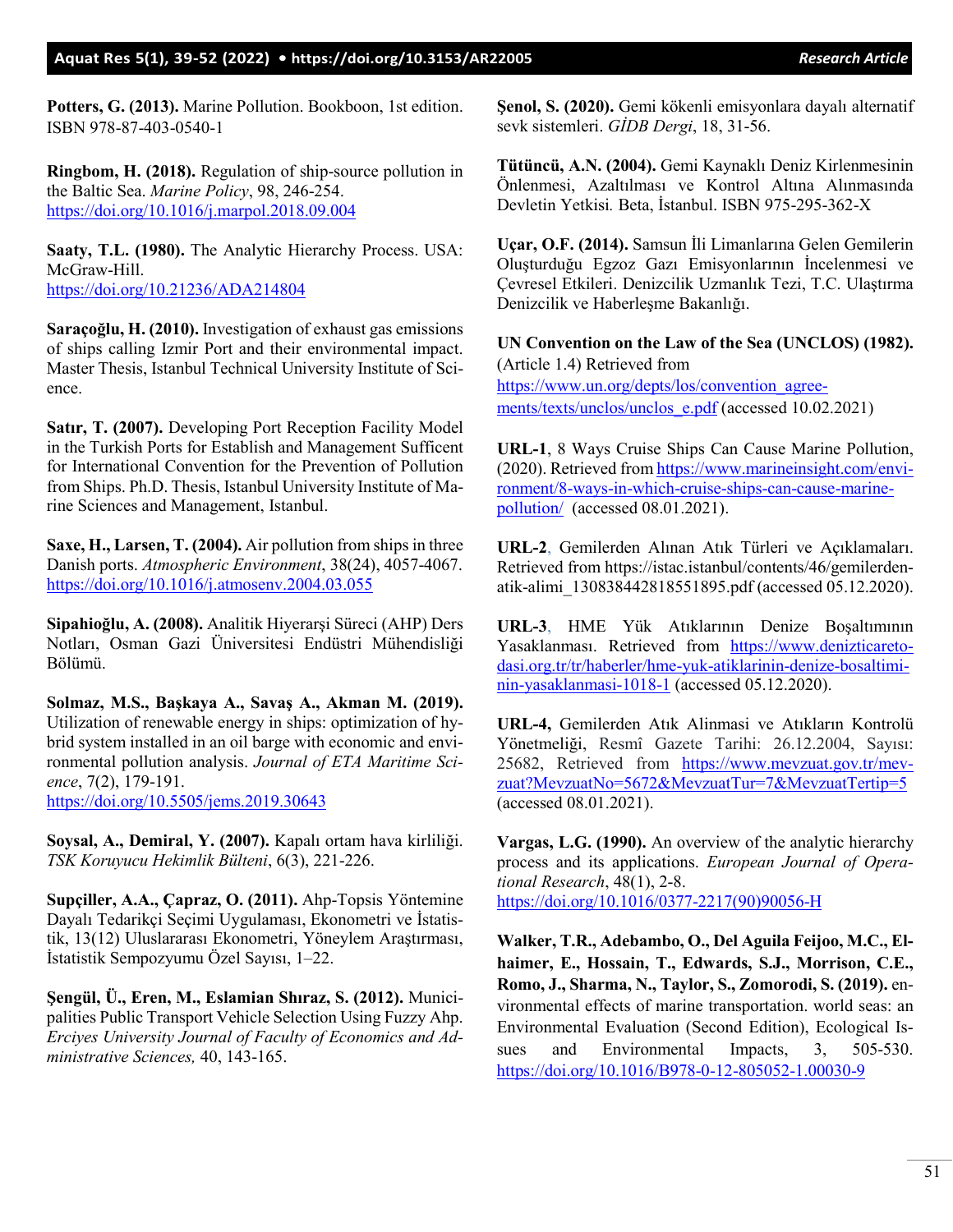**Potters, G. (2013).** Marine Pollution. Bookboon, 1st edition. ISBN 978-87-403-0540-1

**Ringbom, H. (2018).** Regulation of ship-source pollution in the Baltic Sea. *Marine Policy*, 98, 246-254. https://doi.org/10.1016/j.marpol.2018.09.004

**Saaty, T.L. (1980).** The Analytic Hierarchy Process. USA: McGraw-Hill. https://doi.org/10.21236/ADA214804

**Saraçoğlu, H. (2010).** Investigation of exhaust gas emissions of ships calling Izmir Port and their environmental impact. Master Thesis, Istanbul Technical University Institute of Science.

**Satır, T. (2007).** Developing Port Reception Facility Model in the Turkish Ports for Establish and Management Sufficent for International Convention for the Prevention of Pollution from Ships. Ph.D. Thesis, Istanbul University Institute of Marine Sciences and Management, Istanbul.

**Saxe, H., Larsen, T. (2004).** Air pollution from ships in three Danish ports. *Atmospheric Environment*, 38(24), 4057-4067. https://doi.org/10.1016/j.atmosenv.2004.03.055

**Sipahioğlu, A. (2008).** Analitik Hiyerarşi Süreci (AHP) Ders Notları, Osman Gazi Üniversitesi Endüstri Mühendisliği Bölümü.

**Solmaz, M.S., Başkaya A., Savaş A., Akman M. (2019).** Utilization of renewable energy in ships: optimization of hybrid system installed in an oil barge with economic and environmental pollution analysis. *Journal of ETA Maritime Science*, 7(2), 179-191. https://doi.org/10.5505/jems.2019.30643

**Soysal, A., Demiral, Y. (2007).** Kapalı ortam hava kirliliği. *TSK Koruyucu Hekimlik Bülteni*, 6(3), 221-226.

**Supçiller, A.A., Çapraz, O. (2011).** Ahp-Topsis Yöntemine Dayalı Tedarikçi Seçimi Uygulaması, Ekonometri ve İstatistik, 13(12) Uluslararası Ekonometri, Yöneylem Araştırması, İstatistik Sempozyumu Özel Sayısı, 1–22.

**Şengül, Ü., Eren, M., Eslamian Shıraz, S. (2012).** Municipalities Public Transport Vehicle Selection Using Fuzzy Ahp. *Erciyes University Journal of Faculty of Economics and Administrative Sciences,* 40, 143-165.

**Şenol, S. (2020).** Gemi kökenli emisyonlara dayalı alternatif sevk sistemleri. *GİDB Dergi*, 18, 31-56.

**Tütüncü, A.N. (2004).** Gemi Kaynaklı Deniz Kirlenmesinin Önlenmesi, Azaltılması ve Kontrol Altına Alınmasında Devletin Yetkisi*.* Beta, İstanbul. ISBN 975-295-362-X

**Uçar, O.F. (2014).** Samsun İli Limanlarına Gelen Gemilerin Oluşturduğu Egzoz Gazı Emisyonlarının İncelenmesi ve Çevresel Etkileri. Denizcilik Uzmanlık Tezi, T.C. Ulaştırma Denizcilik ve Haberleşme Bakanlığı.

**UN Convention on the Law of the Sea (UNCLOS) (1982).** (Article 1.4) Retrieved from https://www.un.org/depts/los/convention_agreements/texts/unclos/unclos_e.pdf (accessed 10.02.2021)

**URL-1**, 8 Ways Cruise Ships Can Cause Marine Pollution, (2020). Retrieved from https://www.marineinsight.com/environment/8-ways-in-which-cruise-ships-can-cause-marine-pollution/ (accessed 08.01.2021).

**URL-2**, Gemilerden Alınan Atık Türleri ve Açıklamaları. Retrieved from https://istac.istanbul/contents/46/gemilerden-atik-alimi_130838442818551895.pdf (accessed 05.12.2020).

**URL-3**, HME Yük Atıklarının Denize Boşaltımının Yasaklanması. Retrieved from https://www.denizticaretodasi.org.tr/tr/haberler/hme-yuk-atiklarinin-denize-bosaltiminin-yasaklanmasi-1018-1 (accessed 05.12.2020).

**URL-4,** Gemilerden Atık Alinmasi ve Atıkların Kontrolü Yönetmeliği, Resmî Gazete Tarihi: 26.12.2004, Sayısı: 25682, Retrieved from https://www.mevzuat.gov.tr/mevzuat?MevzuatNo=5672&MevzuatTur=7&MevzuatTertip=5 (accessed 08.01.2021).

**Vargas, L.G. (1990).** An overview of the analytic hierarchy process and its applications. *European Journal of Operational Research*, 48(1), 2-8. https://doi.org/10.1016/0377-2217(90)90056-H

**Walker, T.R., Adebambo, O., Del Aguila Feijoo, M.C., Elhaimer, E., Hossain, T., Edwards, S.J., Morrison, C.E., Romo, J., Sharma, N., Taylor, S., Zomorodi, S. (2019).** environmental effects of marine transportation. world seas: an Environmental Evaluation (Second Edition), Ecological Issues and Environmental Impacts, 3, 505-530. https://doi.org/10.1016/B978-0-12-805052-1.00030-9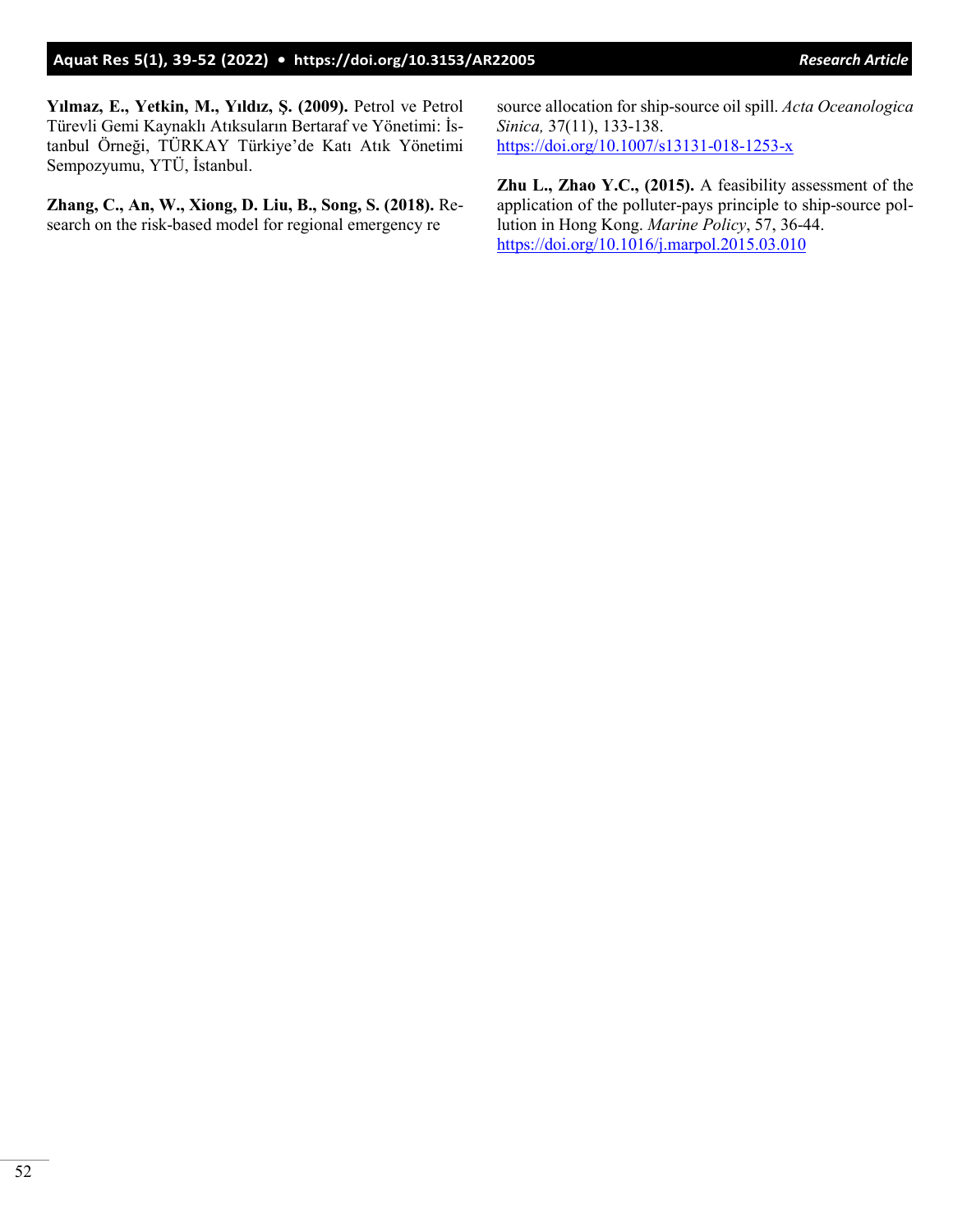**Yılmaz, E., Yetkin, M., Yıldız, Ş. (2009).** Petrol ve Petrol Türevli Gemi Kaynaklı Atıksuların Bertaraf ve Yönetimi: İstanbul Örneği, TÜRKAY Türkiye'de Katı Atık Yönetimi Sempozyumu, YTÜ, İstanbul.

**Zhang, C., An, W., Xiong, D. Liu, B., Song, S. (2018).** Research on the risk-based model for regional emergency resource allocation for ship-source oil spill. *Acta Oceanologica Sinica,* 37(11), 133-138. https://doi.org/10.1007/s13131-018-1253-x

**Zhu L., Zhao Y.C., (2015).** A feasibility assessment of the application of the polluter-pays principle to ship-source pollution in Hong Kong. *Marine Policy*, 57, 36-44. https://doi.org/10.1016/j.marpol.2015.03.010